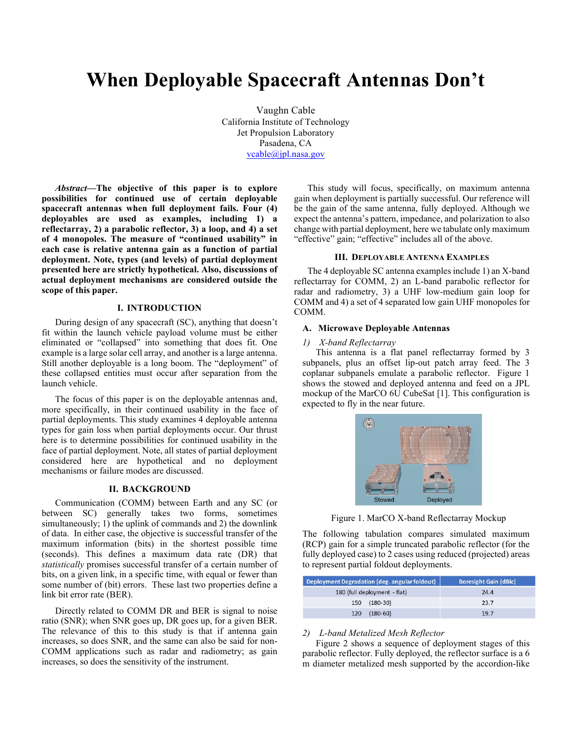# When Deployable Spacecraft Antennas Don't

Vaughn Cable
California Institute of Technology
Jet Propulsion Laboratory
Pasadena, CA
vcable@jpl.nasa.gov

***Abstract*—The objective of this paper is to explore possibilities for continued use of certain deployable spacecraft antennas when full deployment fails. Four (4) deployables are used as examples, including 1) a reflectarray, 2) a parabolic reflector, 3) a loop, and 4) a set of 4 monopoles. The measure of "continued usability" in each case is relative antenna gain as a function of partial deployment. Note, types (and levels) of partial deployment presented here are strictly hypothetical. Also, discussions of actual deployment mechanisms are considered outside the scope of this paper.**

## I. INTRODUCTION

During design of any spacecraft (SC), anything that doesn't fit within the launch vehicle payload volume must be either eliminated or "collapsed" into something that does fit. One example is a large solar cell array, and another is a large antenna. Still another deployable is a long boom. The "deployment" of these collapsed entities must occur after separation from the launch vehicle.

The focus of this paper is on the deployable antennas and, more specifically, in their continued usability in the face of partial deployments. This study examines 4 deployable antenna types for gain loss when partial deployments occur. Our thrust here is to determine possibilities for continued usability in the face of partial deployment. Note, all states of partial deployment considered here are hypothetical and no deployment mechanisms or failure modes are discussed.

## II. BACKGROUND

Communication (COMM) between Earth and any SC (or between SC) generally takes two forms, sometimes simultaneously; 1) the uplink of commands and 2) the downlink of data. In either case, the objective is successful transfer of the maximum information (bits) in the shortest possible time (seconds). This defines a maximum data rate (DR) that *statistically* promises successful transfer of a certain number of bits, on a given link, in a specific time, with equal or fewer than some number of (bit) errors. These last two properties define a link bit error rate (BER).

Directly related to COMM DR and BER is signal to noise ratio (SNR); when SNR goes up, DR goes up, for a given BER. The relevance of this to this study is that if antenna gain increases, so does SNR, and the same can also be said for non-COMM applications such as radar and radiometry; as gain increases, so does the sensitivity of the instrument.

This study will focus, specifically, on maximum antenna gain when deployment is partially successful. Our reference will be the gain of the same antenna, fully deployed. Although we expect the antenna's pattern, impedance, and polarization to also change with partial deployment, here we tabulate only maximum "effective" gain; "effective" includes all of the above.

## III. DEPLOYABLE ANTENNA EXAMPLES

The 4 deployable SC antenna examples include 1) an X-band reflectarray for COMM, 2) an L-band parabolic reflector for radar and radiometry, 3) a UHF low-medium gain loop for COMM and 4) a set of 4 separated low gain UHF monopoles for COMM.

### A. Microwave Deployable Antennas

*1) X-band Reflectarray*

This antenna is a flat panel reflectarray formed by 3 subpanels, plus an offset lip-out patch array feed. The 3 coplanar subpanels emulate a parabolic reflector. Figure 1 shows the stowed and deployed antenna and feed on a JPL mockup of the MarCO 6U CubeSat [1]. This configuration is expected to fly in the near future.

Stowed
Deployed

Figure 1. MarCO X-band Reflectarray Mockup

The following tabulation compares simulated maximum (RCP) gain for a simple truncated parabolic reflector (for the fully deployed case) to 2 cases using reduced (projected) areas to represent partial foldout deployments.

| Deployment Degradation (deg. angular foldout) | Boresight Gain (dBic) |
|---|---|
| 180 (full deployment - flat) | 24.4 |
| 150 (180-30) | 23.7 |
| 120 (180-60) | 19.7 |

*2) L-band Metalized Mesh Reflector*

Figure 2 shows a sequence of deployment stages of this parabolic reflector. Fully deployed, the reflector surface is a 6 m diameter metalized mesh supported by the accordion-like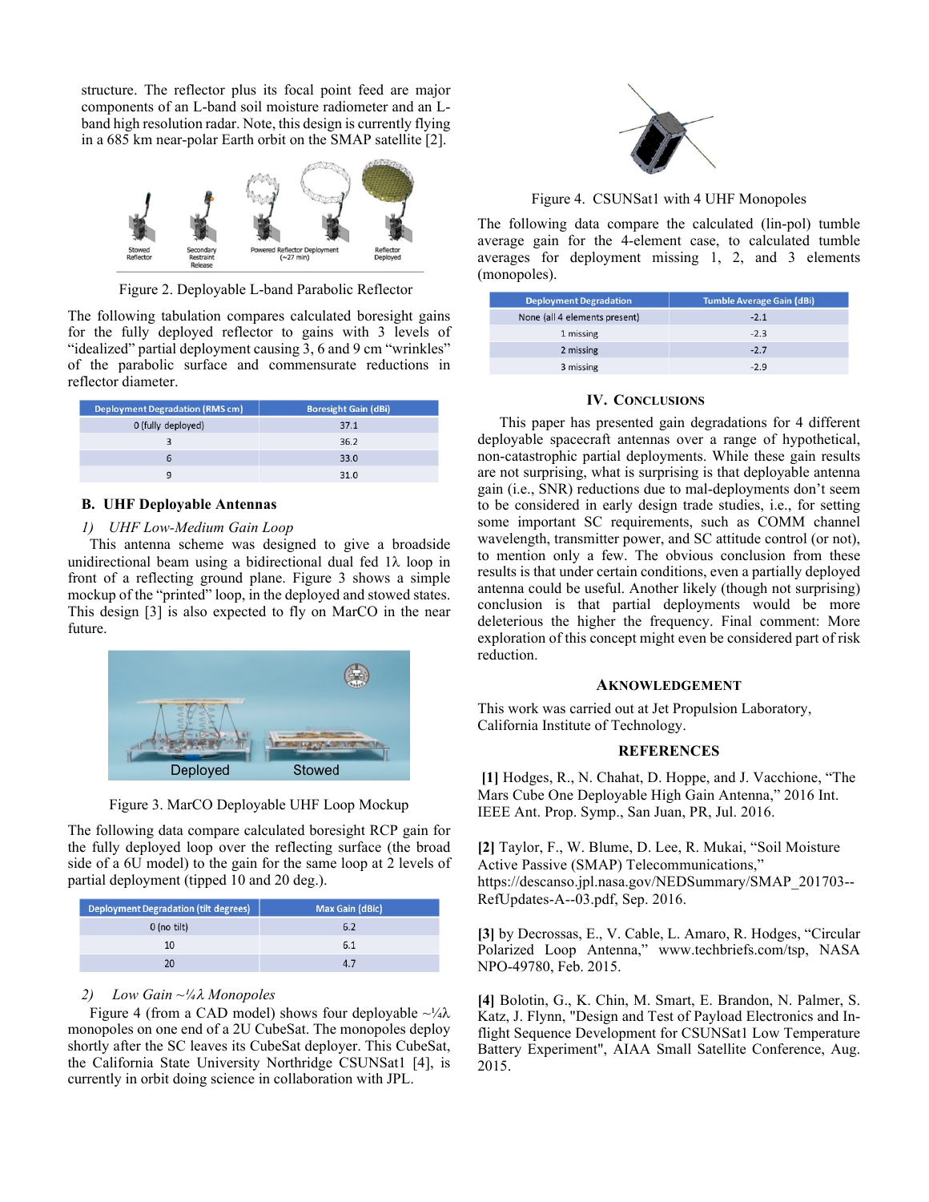structure. The reflector plus its focal point feed are major components of an L-band soil moisture radiometer and an L-band high resolution radar. Note, this design is currently flying in a 685 km near-polar Earth orbit on the SMAP satellite [2].

Stowed Reflector
Secondary Restraint Release
Powered Reflector Deployment (~27 min)
Reflector Deployed

Figure 2. Deployable L-band Parabolic Reflector

The following tabulation compares calculated boresight gains for the fully deployed reflector to gains with 3 levels of "idealized" partial deployment causing 3, 6 and 9 cm "wrinkles" of the parabolic surface and commensurate reductions in reflector diameter.

| Deployment Degradation (RMS cm) | Boresight Gain (dBi) |
|---|---|
| 0 (fully deployed) | 37.1 |
| 3 | 36.2 |
| 6 | 33.0 |
| 9 | 31.0 |

### B. UHF Deployable Antennas

*1) UHF Low-Medium Gain Loop*

This antenna scheme was designed to give a broadside unidirectional beam using a bidirectional dual fed 1λ loop in front of a reflecting ground plane. Figure 3 shows a simple mockup of the "printed" loop, in the deployed and stowed states. This design [3] is also expected to fly on MarCO in the near future.

Deployed
Stowed

Figure 3. MarCO Deployable UHF Loop Mockup

The following data compare calculated boresight RCP gain for the fully deployed loop over the reflecting surface (the broad side of a 6U model) to the gain for the same loop at 2 levels of partial deployment (tipped 10 and 20 deg.).

| Deployment Degradation (tilt degrees) | Max Gain (dBic) |
|---|---|
| 0 (no tilt) | 6.2 |
| 10 | 6.1 |
| 20 | 4.7 |

*2) Low Gain ~¼λ Monopoles*

Figure 4 (from a CAD model) shows four deployable ~¼λ monopoles on one end of a 2U CubeSat. The monopoles deploy shortly after the SC leaves its CubeSat deployer. This CubeSat, the California State University Northridge CSUNSat1 [4], is currently in orbit doing science in collaboration with JPL.

Figure 4. CSUNSat1 with 4 UHF Monopoles

The following data compare the calculated (lin-pol) tumble average gain for the 4-element case, to calculated tumble averages for deployment missing 1, 2, and 3 elements (monopoles).

| Deployment Degradation | Tumble Average Gain (dBi) |
|---|---|
| None (all 4 elements present) | -2.1 |
| 1 missing | -2.3 |
| 2 missing | -2.7 |
| 3 missing | -2.9 |

## IV. Conclusions

This paper has presented gain degradations for 4 different deployable spacecraft antennas over a range of hypothetical, non-catastrophic partial deployments. While these gain results are not surprising, what is surprising is that deployable antenna gain (i.e., SNR) reductions due to mal-deployments don't seem to be considered in early design trade studies, i.e., for setting some important SC requirements, such as COMM channel wavelength, transmitter power, and SC attitude control (or not), to mention only a few. The obvious conclusion from these results is that under certain conditions, even a partially deployed antenna could be useful. Another likely (though not surprising) conclusion is that partial deployments would be more deleterious the higher the frequency. Final comment: More exploration of this concept might even be considered part of risk reduction.

## Aknowledgement

This work was carried out at Jet Propulsion Laboratory, California Institute of Technology.

## References

**[1]** Hodges, R., N. Chahat, D. Hoppe, and J. Vacchione, "The Mars Cube One Deployable High Gain Antenna," 2016 Int. IEEE Ant. Prop. Symp., San Juan, PR, Jul. 2016.

**[2]** Taylor, F., W. Blume, D. Lee, R. Mukai, "Soil Moisture Active Passive (SMAP) Telecommunications," https://descanso.jpl.nasa.gov/NEDSummary/SMAP_201703--RefUpdates-A--03.pdf, Sep. 2016.

**[3]** by Decrossas, E., V. Cable, L. Amaro, R. Hodges, "Circular Polarized Loop Antenna," www.techbriefs.com/tsp, NASA NPO-49780, Feb. 2015.

**[4]** Bolotin, G., K. Chin, M. Smart, E. Brandon, N. Palmer, S. Katz, J. Flynn, "Design and Test of Payload Electronics and In-flight Sequence Development for CSUNSat1 Low Temperature Battery Experiment", AIAA Small Satellite Conference, Aug. 2015.